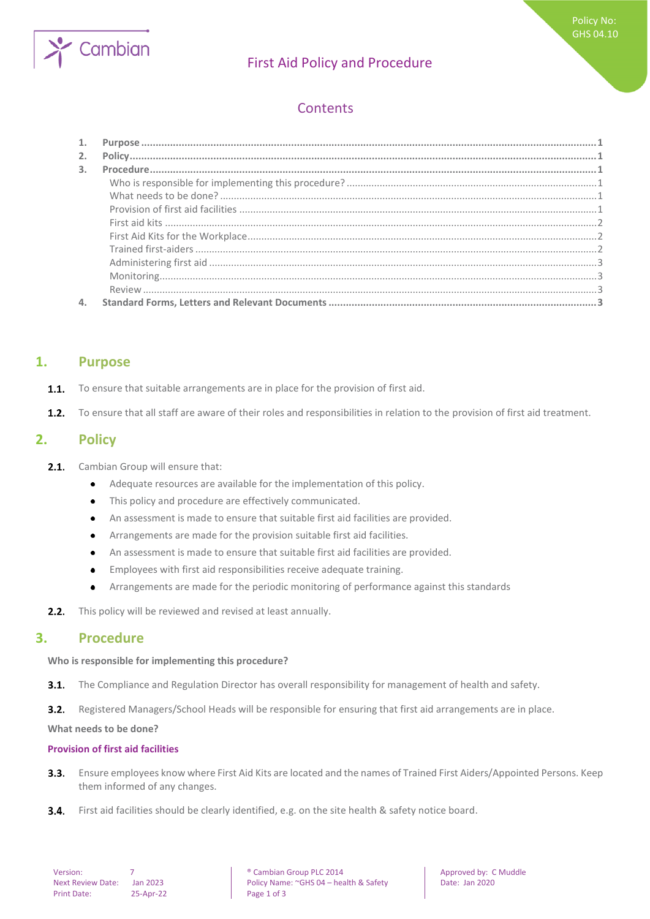Policy No: GHS 04.10

# First Aid Policy and Procedure

## Contents

1. **Purpose** ........ 1
2. **Policy** ........ 1
3. **Procedure** ........ 1
   - Who is responsible for implementing this procedure? ........ 1
   - What needs to be done? ........ 1
   - Provision of first aid facilities ........ 1
   - First aid kits ........ 2
   - First Aid Kits for the Workplace ........ 2
   - Trained first-aiders ........ 2
   - Administering first aid ........ 3
   - Monitoring ........ 3
   - Review ........ 3
4. **Standard Forms, Letters and Relevant Documents** ........ 3

## 1. Purpose

**1.1.** To ensure that suitable arrangements are in place for the provision of first aid.

**1.2.** To ensure that all staff are aware of their roles and responsibilities in relation to the provision of first aid treatment.

## 2. Policy

**2.1.** Cambian Group will ensure that:

- Adequate resources are available for the implementation of this policy.
- This policy and procedure are effectively communicated.
- An assessment is made to ensure that suitable first aid facilities are provided.
- Arrangements are made for the provision suitable first aid facilities.
- An assessment is made to ensure that suitable first aid facilities are provided.
- Employees with first aid responsibilities receive adequate training.
- Arrangements are made for the periodic monitoring of performance against this standards

**2.2.** This policy will be reviewed and revised at least annually.

## 3. Procedure

**Who is responsible for implementing this procedure?**

**3.1.** The Compliance and Regulation Director has overall responsibility for management of health and safety.

**3.2.** Registered Managers/School Heads will be responsible for ensuring that first aid arrangements are in place.

**What needs to be done?**

### Provision of first aid facilities

**3.3.** Ensure employees know where First Aid Kits are located and the names of Trained First Aiders/Appointed Persons. Keep them informed of any changes.

**3.4.** First aid facilities should be clearly identified, e.g. on the site health & safety notice board.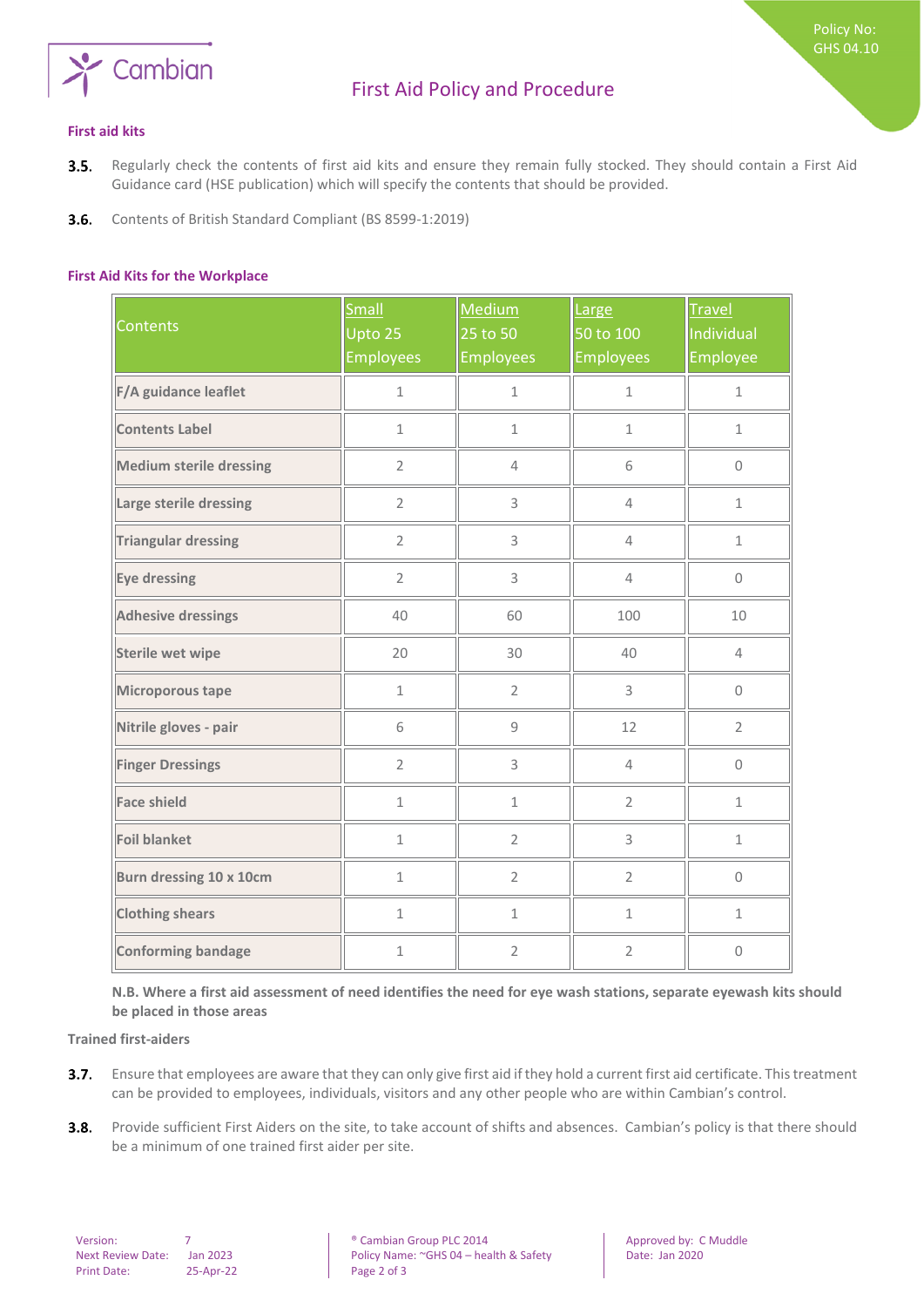### First aid kits

**3.5.** Regularly check the contents of first aid kits and ensure they remain fully stocked. They should contain a First Aid Guidance card (HSE publication) which will specify the contents that should be provided.

**3.6.** Contents of British Standard Compliant (BS 8599-1:2019)

### First Aid Kits for the Workplace

| Contents | Small Upto 25 Employees | Medium 25 to 50 Employees | Large 50 to 100 Employees | Travel Individual Employee |
|---|---|---|---|---|
| **F/A guidance leaflet** | 1 | 1 | 1 | 1 |
| **Contents Label** | 1 | 1 | 1 | 1 |
| **Medium sterile dressing** | 2 | 4 | 6 | 0 |
| **Large sterile dressing** | 2 | 3 | 4 | 1 |
| **Triangular dressing** | 2 | 3 | 4 | 1 |
| **Eye dressing** | 2 | 3 | 4 | 0 |
| **Adhesive dressings** | 40 | 60 | 100 | 10 |
| **Sterile wet wipe** | 20 | 30 | 40 | 4 |
| **Microporous tape** | 1 | 2 | 3 | 0 |
| **Nitrile gloves - pair** | 6 | 9 | 12 | 2 |
| **Finger Dressings** | 2 | 3 | 4 | 0 |
| **Face shield** | 1 | 1 | 2 | 1 |
| **Foil blanket** | 1 | 2 | 3 | 1 |
| **Burn dressing 10 x 10cm** | 1 | 2 | 2 | 0 |
| **Clothing shears** | 1 | 1 | 1 | 1 |
| **Conforming bandage** | 1 | 2 | 2 | 0 |

**N.B. Where a first aid assessment of need identifies the need for eye wash stations, separate eyewash kits should be placed in those areas**

**Trained first-aiders**

**3.7.** Ensure that employees are aware that they can only give first aid if they hold a current first aid certificate. This treatment can be provided to employees, individuals, visitors and any other people who are within Cambian's control.

**3.8.** Provide sufficient First Aiders on the site, to take account of shifts and absences. Cambian's policy is that there should be a minimum of one trained first aider per site.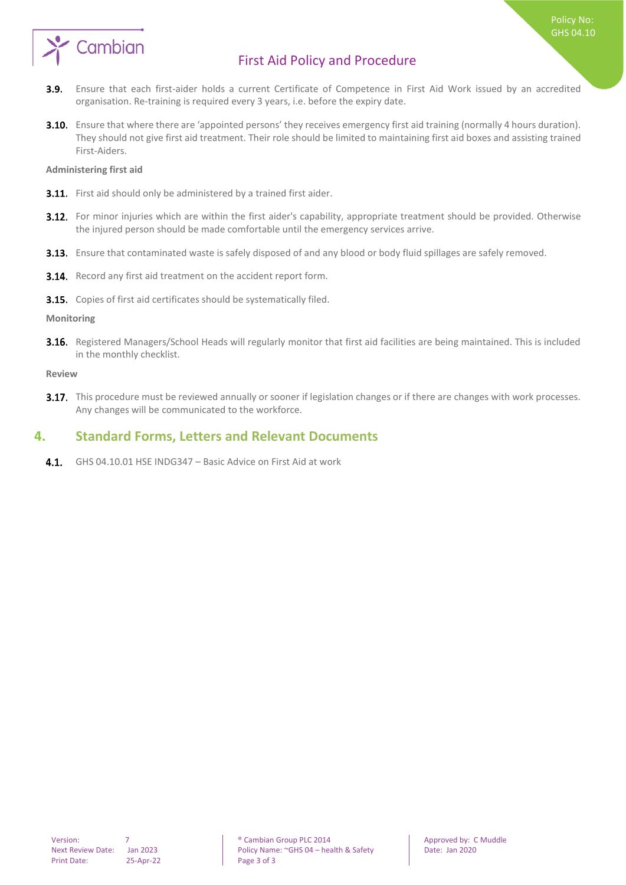3.9. Ensure that each first-aider holds a current Certificate of Competence in First Aid Work issued by an accredited organisation. Re-training is required every 3 years, i.e. before the expiry date.

3.10. Ensure that where there are 'appointed persons' they receives emergency first aid training (normally 4 hours duration). They should not give first aid treatment. Their role should be limited to maintaining first aid boxes and assisting trained First-Aiders.

**Administering first aid**

3.11. First aid should only be administered by a trained first aider.

3.12. For minor injuries which are within the first aider's capability, appropriate treatment should be provided. Otherwise the injured person should be made comfortable until the emergency services arrive.

3.13. Ensure that contaminated waste is safely disposed of and any blood or body fluid spillages are safely removed.

3.14. Record any first aid treatment on the accident report form.

3.15. Copies of first aid certificates should be systematically filed.

**Monitoring**

3.16. Registered Managers/School Heads will regularly monitor that first aid facilities are being maintained. This is included in the monthly checklist.

**Review**

3.17. This procedure must be reviewed annually or sooner if legislation changes or if there are changes with work processes. Any changes will be communicated to the workforce.

## 4. Standard Forms, Letters and Relevant Documents

4.1. GHS 04.10.01 HSE INDG347 – Basic Advice on First Aid at work